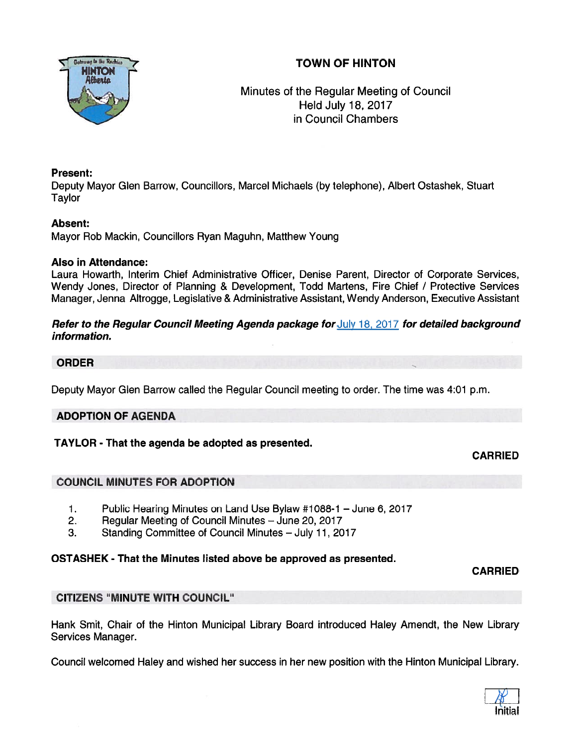# TOWN OF HINTON

Minutes of the Regular Meeting of Council
Held July 18, 2017
in Council Chambers

**Present:**
Deputy Mayor Glen Barrow, Councillors, Marcel Michaels (by telephone), Albert Ostashek, Stuart Taylor

**Absent:**
Mayor Rob Mackin, Councillors Ryan Maguhn, Matthew Young

**Also in Attendance:**
Laura Howarth, Interim Chief Administrative Officer, Denise Parent, Director of Corporate Services, Wendy Jones, Director of Planning & Development, Todd Martens, Fire Chief / Protective Services Manager, Jenna Altrogge, Legislative & Administrative Assistant, Wendy Anderson, Executive Assistant

***Refer to the Regular Council Meeting Agenda package for* July 18, 2017 *for detailed background information.***

## ORDER

Deputy Mayor Glen Barrow called the Regular Council meeting to order. The time was 4:01 p.m.

## ADOPTION OF AGENDA

**TAYLOR - That the agenda be adopted as presented.**

**CARRIED**

## COUNCIL MINUTES FOR ADOPTION

1. Public Hearing Minutes on Land Use Bylaw #1088-1 – June 6, 2017
2. Regular Meeting of Council Minutes – June 20, 2017
3. Standing Committee of Council Minutes – July 11, 2017

**OSTASHEK - That the Minutes listed above be approved as presented.**

**CARRIED**

## CITIZENS "MINUTE WITH COUNCIL"

Hank Smit, Chair of the Hinton Municipal Library Board introduced Haley Amendt, the New Library Services Manager.

Council welcomed Haley and wished her success in her new position with the Hinton Municipal Library.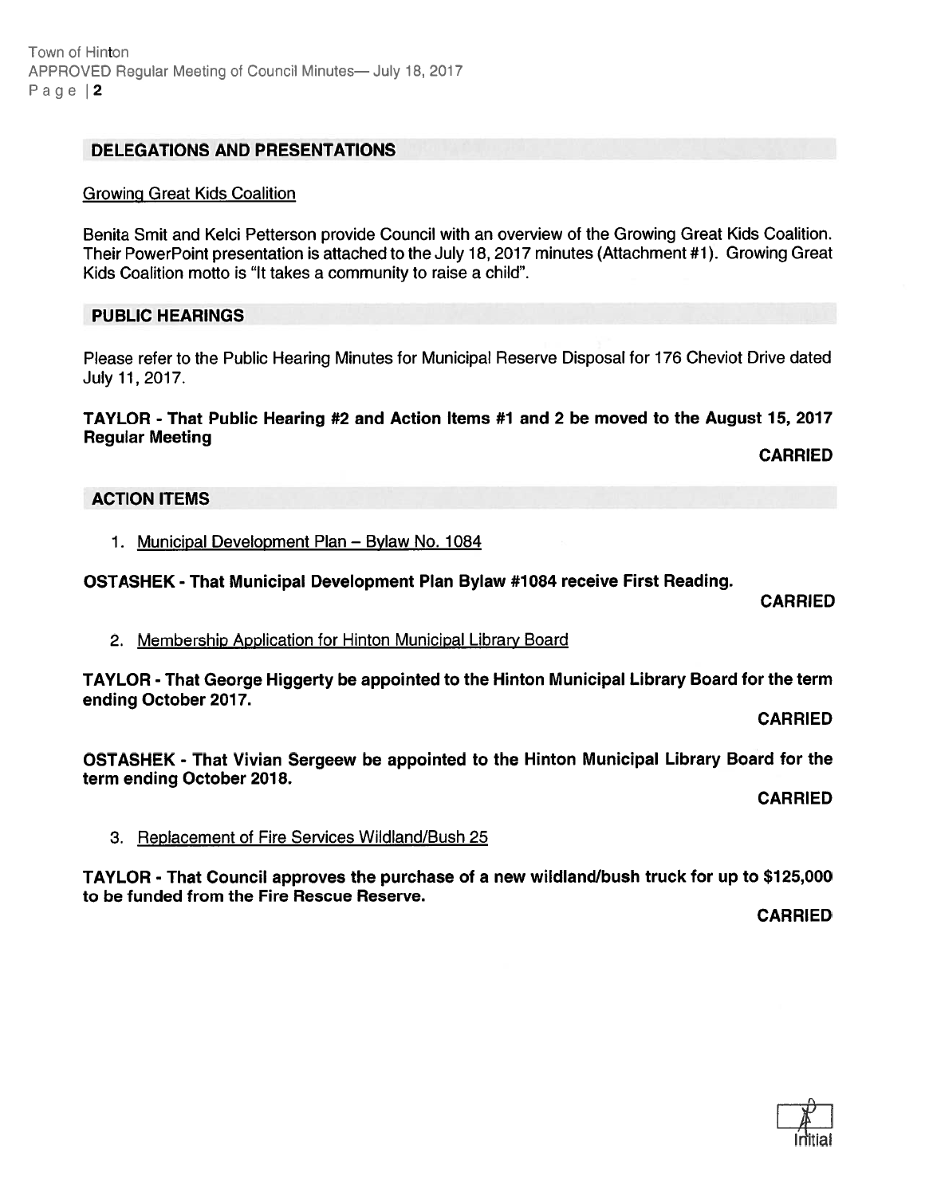## DELEGATIONS AND PRESENTATIONS

Growing Great Kids Coalition

Benita Smit and Kelci Petterson provide Council with an overview of the Growing Great Kids Coalition. Their PowerPoint presentation is attached to the July 18, 2017 minutes (Attachment #1). Growing Great Kids Coalition motto is "It takes a community to raise a child".

## PUBLIC HEARINGS

Please refer to the Public Hearing Minutes for Municipal Reserve Disposal for 176 Cheviot Drive dated July 11, 2017.

**TAYLOR - That Public Hearing #2 and Action Items #1 and 2 be moved to the August 15, 2017 Regular Meeting**

**CARRIED**

## ACTION ITEMS

1. Municipal Development Plan – Bylaw No. 1084

**OSTASHEK - That Municipal Development Plan Bylaw #1084 receive First Reading.**

**CARRIED**

2. Membership Application for Hinton Municipal Library Board

**TAYLOR - That George Higgerty be appointed to the Hinton Municipal Library Board for the term ending October 2017.**

**CARRIED**

**OSTASHEK - That Vivian Sergeew be appointed to the Hinton Municipal Library Board for the term ending October 2018.**

**CARRIED**

3. Replacement of Fire Services Wildland/Bush 25

**TAYLOR - That Council approves the purchase of a new wildland/bush truck for up to $125,000 to be funded from the Fire Rescue Reserve.**

**CARRIED**

Initial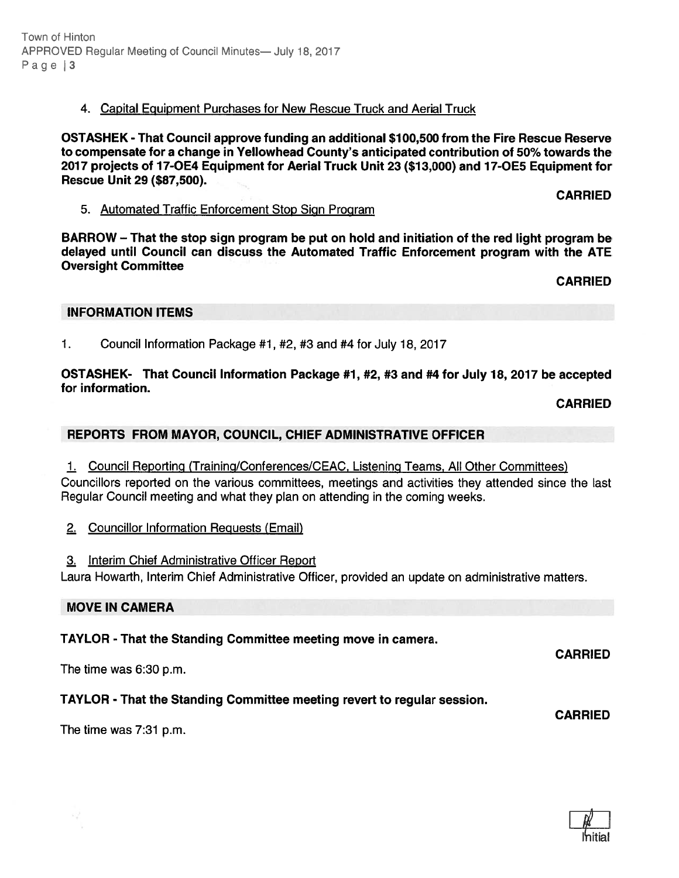4. Capital Equipment Purchases for New Rescue Truck and Aerial Truck

**OSTASHEK - That Council approve funding an additional $100,500 from the Fire Rescue Reserve to compensate for a change in Yellowhead County's anticipated contribution of 50% towards the 2017 projects of 17-OE4 Equipment for Aerial Truck Unit 23 ($13,000) and 17-OE5 Equipment for Rescue Unit 29 ($87,500).**

**CARRIED**

5. Automated Traffic Enforcement Stop Sign Program

**BARROW – That the stop sign program be put on hold and initiation of the red light program be delayed until Council can discuss the Automated Traffic Enforcement program with the ATE Oversight Committee**

**CARRIED**

## INFORMATION ITEMS

1. Council Information Package #1, #2, #3 and #4 for July 18, 2017

**OSTASHEK- That Council Information Package #1, #2, #3 and #4 for July 18, 2017 be accepted for information.**

**CARRIED**

## REPORTS FROM MAYOR, COUNCIL, CHIEF ADMINISTRATIVE OFFICER

1. Council Reporting (Training/Conferences/CEAC, Listening Teams, All Other Committees)

Councillors reported on the various committees, meetings and activities they attended since the last Regular Council meeting and what they plan on attending in the coming weeks.

2. Councillor Information Requests (Email)

3. Interim Chief Administrative Officer Report

Laura Howarth, Interim Chief Administrative Officer, provided an update on administrative matters.

## MOVE IN CAMERA

**TAYLOR - That the Standing Committee meeting move in camera.**

**CARRIED**

The time was 6:30 p.m.

**TAYLOR - That the Standing Committee meeting revert to regular session.**

**CARRIED**

The time was 7:31 p.m.

Initial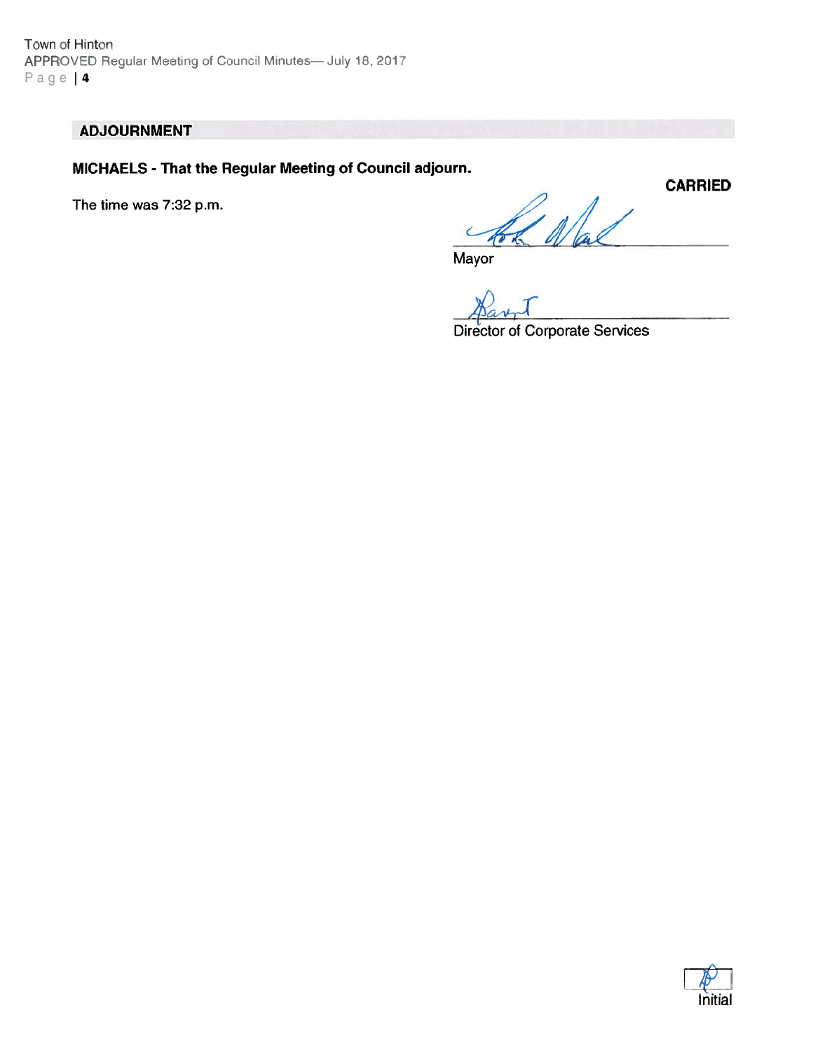## ADJOURNMENT

**MICHAELS - That the Regular Meeting of Council adjourn.**

**CARRIED**

The time was 7:32 p.m.

Mayor

Director of Corporate Services

Initial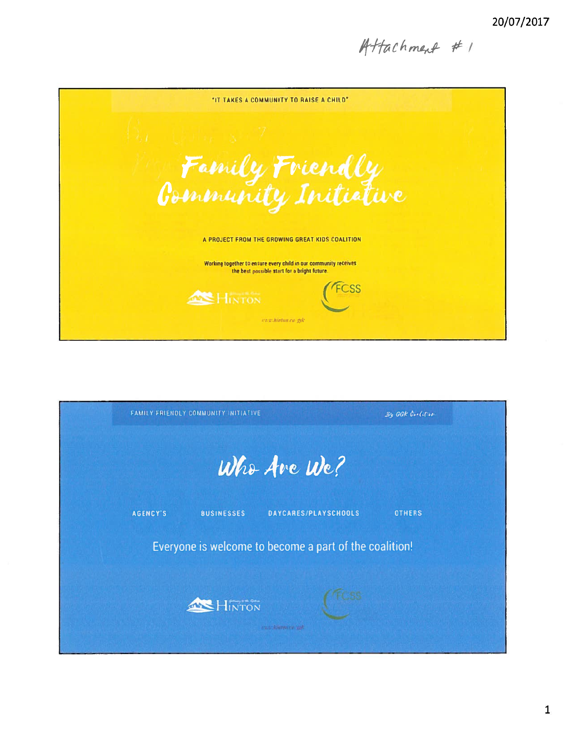20/07/2017

Attachment # 1

"IT TAKES A COMMUNITY TO RAISE A CHILD"

# Family Friendly Community Initiative

A PROJECT FROM THE GROWING GREAT KIDS COALITION

Working together to ensure every child in our community receives the best possible start for a bright future.

HINTON

FCSS

www.hinton.ca/ggk

FAMILY FRIENDLY COMMUNITY INITIATIVE

By GGK Coalition

# Who Are We?

AGENCY'S

BUSINESSES

DAYCARES/PLAYSCHOOLS

OTHERS

Everyone is welcome to become a part of the coalition!

HINTON

FCSS

www.hinton.ca/ggk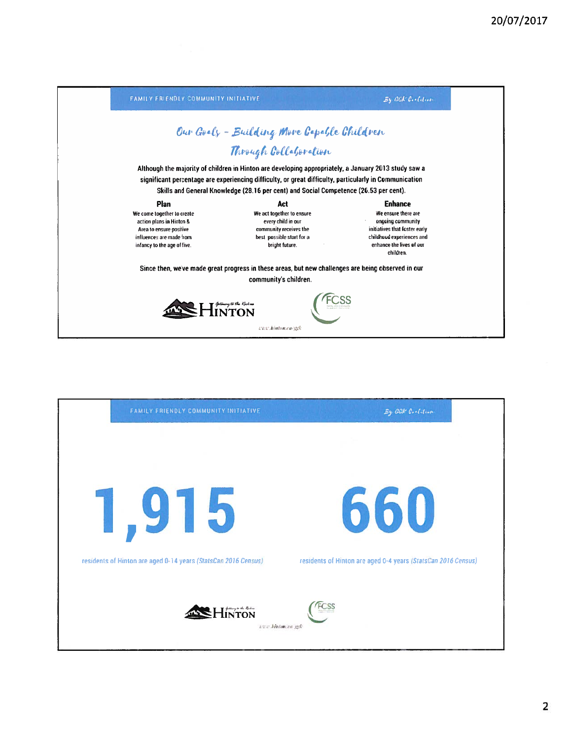FAMILY FRIENDLY COMMUNITY INITIATIVE — By GGK Coalition

## Our Goals – Building More Capable Children Through Collaboration

Although the majority of children in Hinton are developing appropriately, a January 2013 study saw a significant percentage are experiencing difficulty, or great difficulty, particularly in Communication Skills and General Knowledge (28.16 per cent) and Social Competence (26.53 per cent).

**Plan**

We come together to create action plans in Hinton & Area to ensure positive influences are made from infancy to the age of five.

**Act**

We act together to ensure every child in our community receives the best possible start for a bright future.

**Enhance**

We ensure there are ongoing community initiatives that foster early childhood experiences and enhance the lives of our children.

Since then, we've made great progress in these areas, but new challenges are being observed in our community's children.

HINTON — FCSS

www.hinton.ca/ggk

---

FAMILY FRIENDLY COMMUNITY INITIATIVE — By GGK Coalition

# 1,915

residents of Hinton are aged 0-14 years *(StatsCan 2016 Census)*

# 660

residents of Hinton are aged 0-4 years *(StatsCan 2016 Census)*

HINTON — FCSS

www.hinton.ca/ggk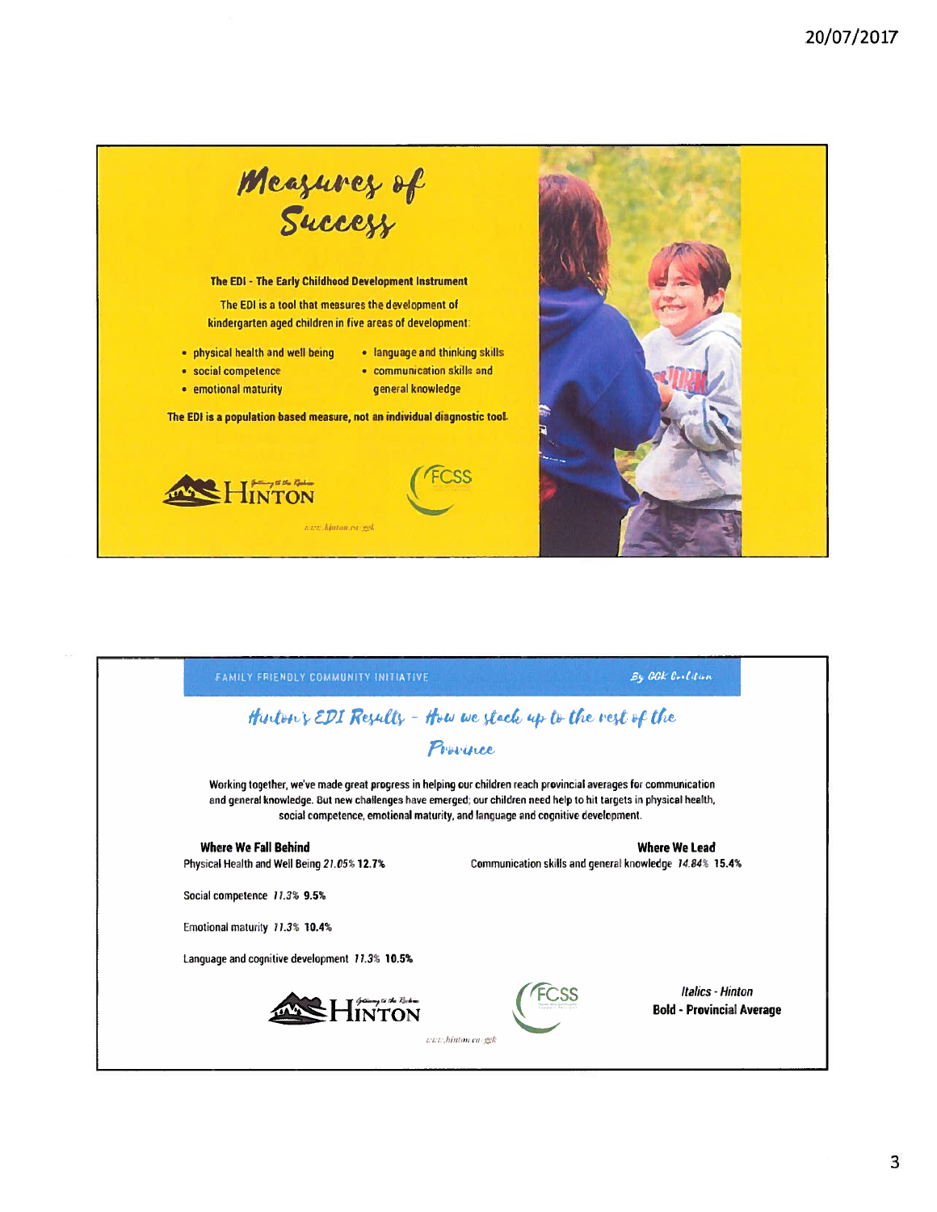# Measures of Success

**The EDI - The Early Childhood Development Instrument**

The EDI is a tool that measures the development of kindergarten aged children in five areas of development:

- physical health and well being
- social competence
- emotional maturity
- language and thinking skills
- communication skills and general knowledge

**The EDI is a population based measure, not an individual diagnostic tool.**

HINTON — Gateway to the Rockies

FCSS

www.hinton.ca/ggk

---

FAMILY FRIENDLY COMMUNITY INITIATIVE

By GGK Coalition

## Hinton's EDI Results – How we stack up to the rest of the Province

Working together, we've made great progress in helping our children reach provincial averages for communication and general knowledge. But new challenges have emerged; our children need help to hit targets in physical health, social competence, emotional maturity, and language and cognitive development.

**Where We Fall Behind**

Physical Health and Well Being *21.05%* **12.7%**

Social competence *11.3%* **9.5%**

Emotional maturity *11.3%* **10.4%**

Language and cognitive development *11.3%* **10.5%**

**Where We Lead**

Communication skills and general knowledge *14.84%* **15.4%**

*Italics - Hinton*

**Bold - Provincial Average**

HINTON — Gateway to the Rockies

FCSS

www.hinton.ca/ggk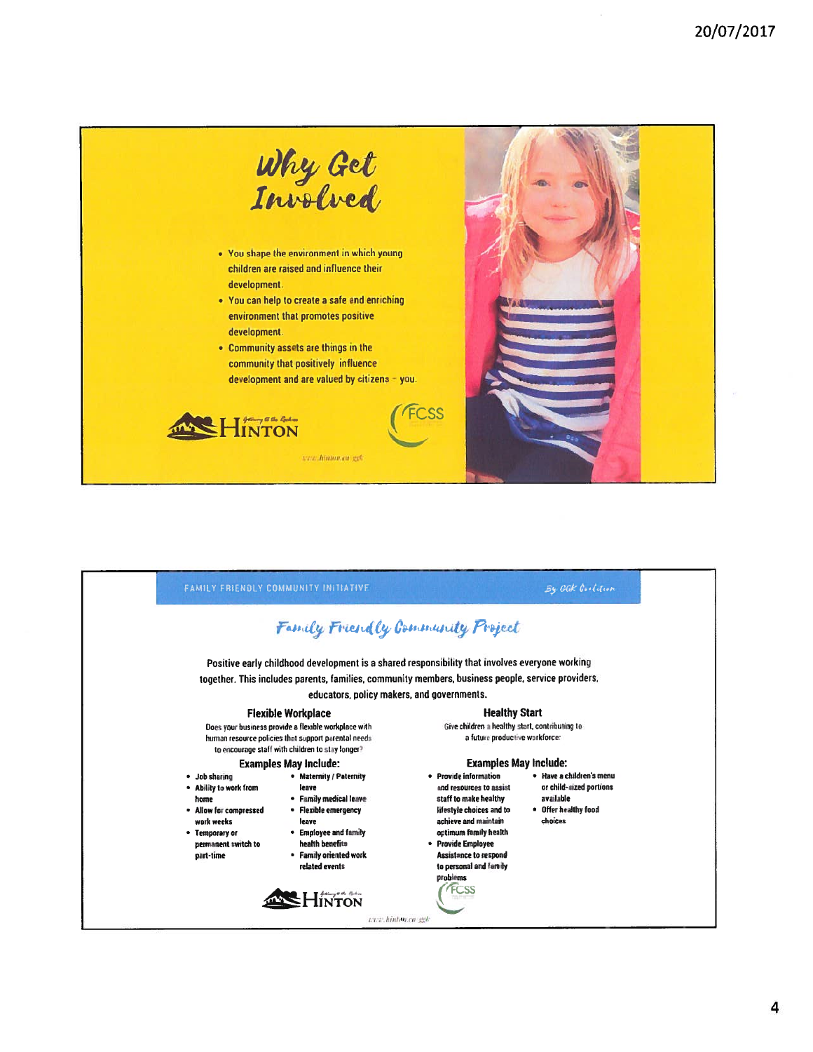# Why Get Involved

- You shape the environment in which young children are raised and influence their development.
- You can help to create a safe and enriching environment that promotes positive development.
- Community assets are things in the community that positively influence development and are valued by citizens – you.

HINTON

FCSS

www.hinton.ca/ggk

FAMILY FRIENDLY COMMUNITY INITIATIVE

*By GGK Coalition*

## Family Friendly Community Project

Positive early childhood development is a shared responsibility that involves everyone working together. This includes parents, families, community members, business people, service providers, educators, policy makers, and governments.

### Flexible Workplace

Does your business provide a flexible workplace with human resource policies that support parental needs to encourage staff with children to stay longer?

#### Examples May Include:

- Job sharing
- Ability to work from home
- Allow for compressed work weeks
- Temporary or permanent switch to part-time
- Maternity / Paternity leave
- Family medical leave
- Flexible emergency leave
- Employee and family health benefits
- Family oriented work related events

### Healthy Start

Give children a healthy start, contributing to a future productive workforce:

#### Examples May Include:

- Provide information and resources to assist staff to make healthy lifestyle choices and to achieve and maintain optimum family health
- Provide Employee Assistance to respond to personal and family problems
- Have a children's menu or child-sized portions available
- Offer healthy food choices

HINTON

FCSS

www.hinton.ca/ggk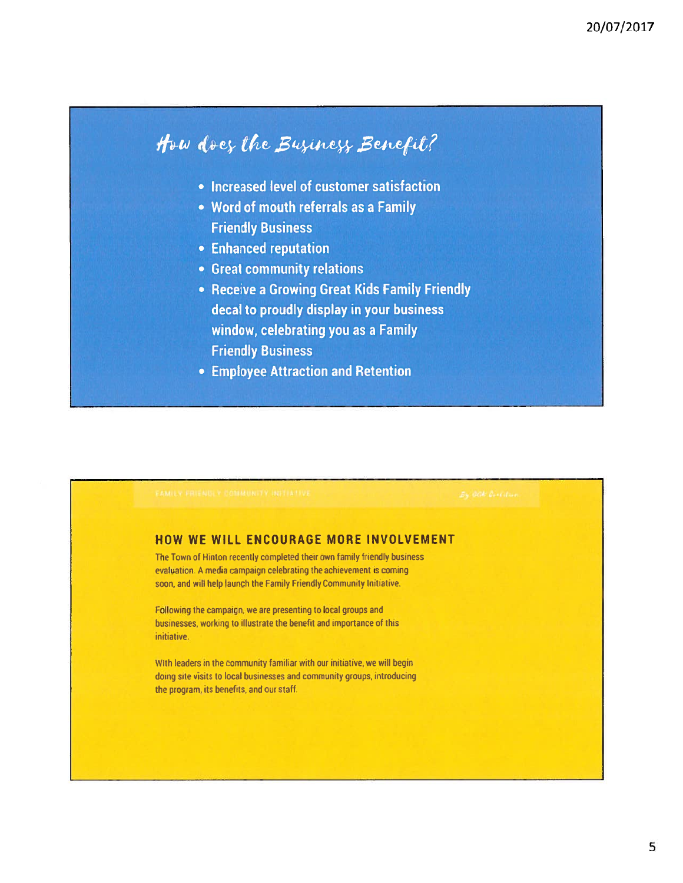## How does the Business Benefit?

- Increased level of customer satisfaction
- Word of mouth referrals as a Family Friendly Business
- Enhanced reputation
- Great community relations
- Receive a Growing Great Kids Family Friendly decal to proudly display in your business window, celebrating you as a Family Friendly Business
- Employee Attraction and Retention

FAMILY FRIENDLY COMMUNITY INITIATIVE

## HOW WE WILL ENCOURAGE MORE INVOLVEMENT

The Town of Hinton recently completed their own family friendly business evaluation. A media campaign celebrating the achievement is coming soon, and will help launch the Family Friendly Community Initiative.

Following the campaign, we are presenting to local groups and businesses, working to illustrate the benefit and importance of this initiative.

With leaders in the community familiar with our initiative, we will begin doing site visits to local businesses and community groups, introducing the program, its benefits, and our staff.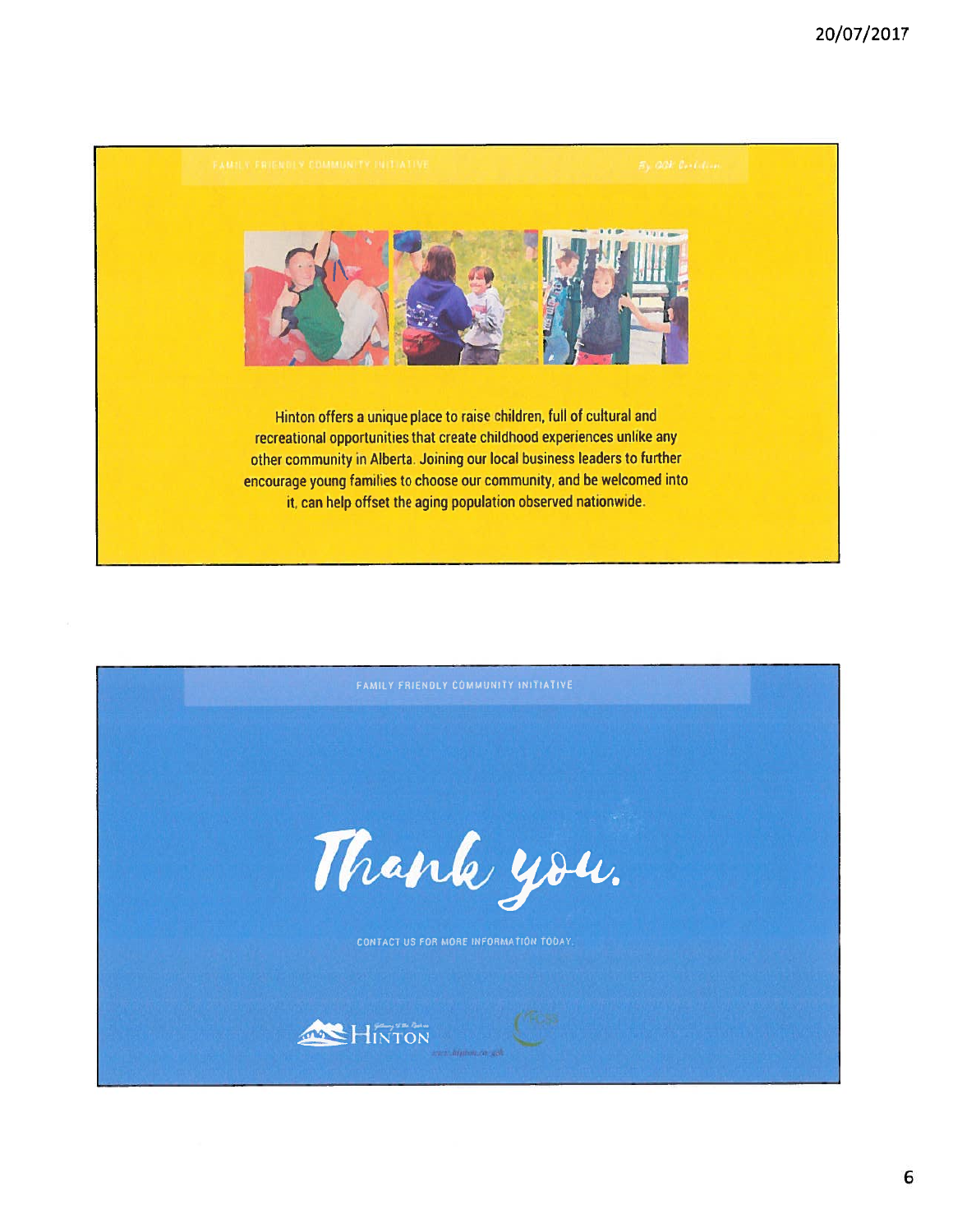FAMILY FRIENDLY COMMUNITY INITIATIVE

Hinton offers a unique place to raise children, full of cultural and recreational opportunities that create childhood experiences unlike any other community in Alberta. Joining our local business leaders to further encourage young families to choose our community, and be welcomed into it, can help offset the aging population observed nationwide.

FAMILY FRIENDLY COMMUNITY INITIATIVE

Thank you.

CONTACT US FOR MORE INFORMATION TODAY.

HINTON